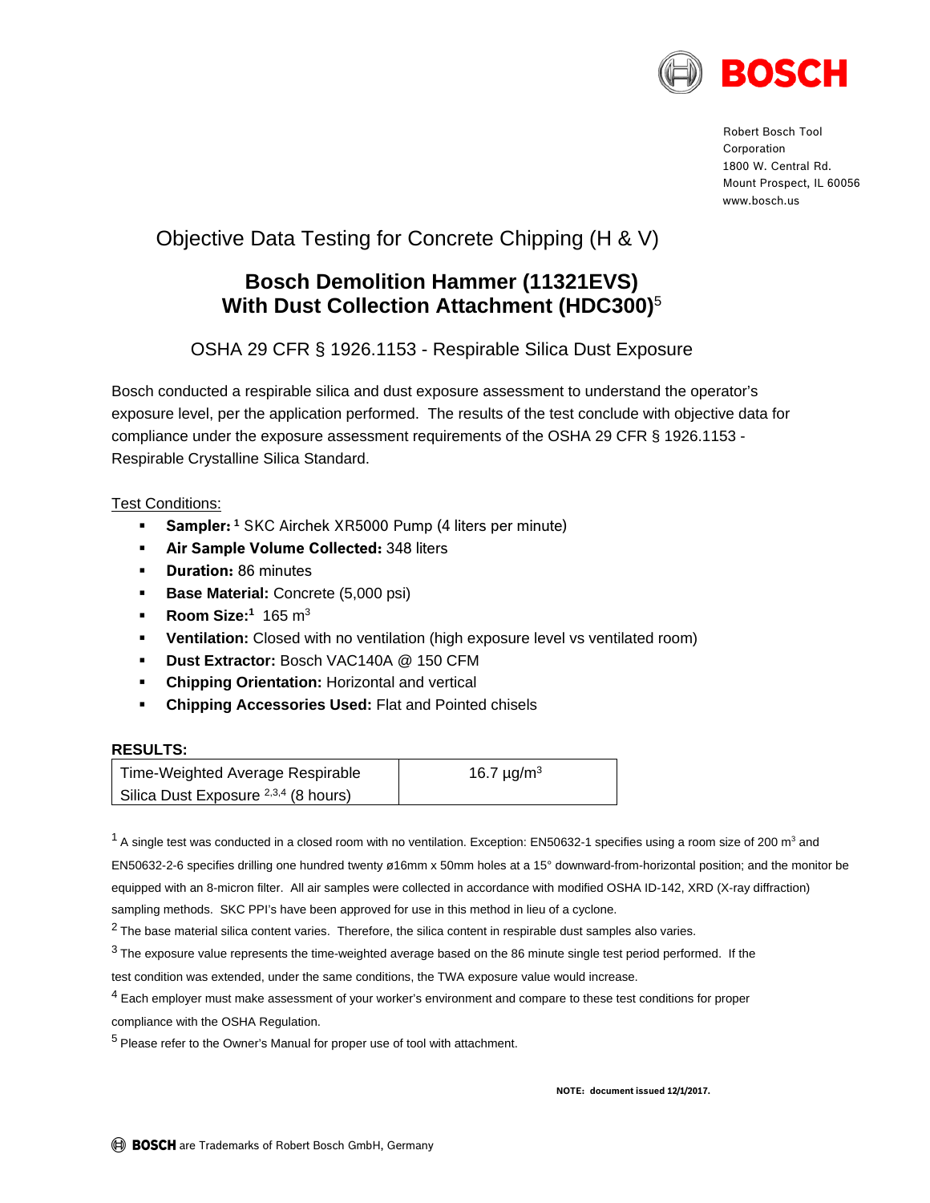Robert Bosch Tool Corporation
1800 W. Central Rd.
Mount Prospect, IL 60056
www.bosch.us

# Objective Data Testing for Concrete Chipping (H & V)

## Bosch Demolition Hammer (11321EVS) With Dust Collection Attachment (HDC300)[5]

### OSHA 29 CFR § 1926.1153 - Respirable Silica Dust Exposure

Bosch conducted a respirable silica and dust exposure assessment to understand the operator's exposure level, per the application performed. The results of the test conclude with objective data for compliance under the exposure assessment requirements of the OSHA 29 CFR § 1926.1153 - Respirable Crystalline Silica Standard.

Test Conditions:

- **Sampler:** [1] SKC Airchek XR5000 Pump (4 liters per minute)
- **Air Sample Volume Collected:** 348 liters
- **Duration:** 86 minutes
- **Base Material:** Concrete (5,000 psi)
- **Room Size:**[1] 165 $m^3$
- **Ventilation:** Closed with no ventilation (high exposure level vs ventilated room)
- **Dust Extractor:** Bosch VAC140A @ 150 CFM
- **Chipping Orientation:** Horizontal and vertical
- **Chipping Accessories Used:** Flat and Pointed chisels

**RESULTS:**

| Time-Weighted Average Respirable Silica Dust Exposure [2,3,4] (8 hours) | 16.7 µg/$m^3$ |
|---|---|

[1] A single test was conducted in a closed room with no ventilation. Exception: EN50632-1 specifies using a room size of 200 $m^3$ and EN50632-2-6 specifies drilling one hundred twenty ø16mm x 50mm holes at a 15° downward-from-horizontal position; and the monitor be equipped with an 8-micron filter. All air samples were collected in accordance with modified OSHA ID-142, XRD (X-ray diffraction) sampling methods. SKC PPI's have been approved for use in this method in lieu of a cyclone.

[2] The base material silica content varies. Therefore, the silica content in respirable dust samples also varies.

[3] The exposure value represents the time-weighted average based on the 86 minute single test period performed. If the test condition was extended, under the same conditions, the TWA exposure value would increase.

[4] Each employer must make assessment of your worker's environment and compare to these test conditions for proper compliance with the OSHA Regulation.

[5] Please refer to the Owner's Manual for proper use of tool with attachment.

**NOTE: document issued 12/1/2017.**

BOSCH are Trademarks of Robert Bosch GmbH, Germany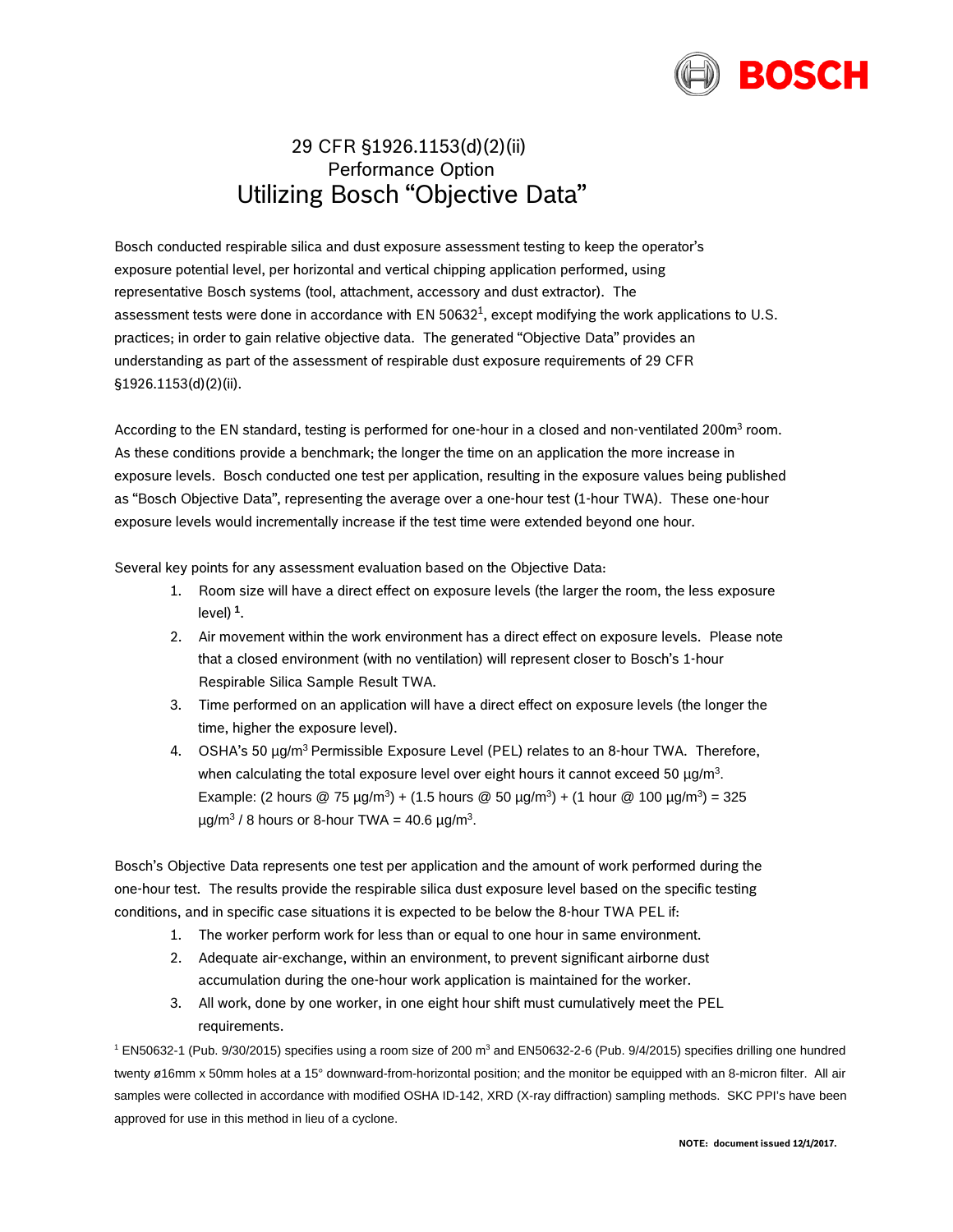# 29 CFR §1926.1153(d)(2)(ii)
## Performance Option
## Utilizing Bosch "Objective Data"

Bosch conducted respirable silica and dust exposure assessment testing to keep the operator's exposure potential level, per horizontal and vertical chipping application performed, using representative Bosch systems (tool, attachment, accessory and dust extractor). The assessment tests were done in accordance with EN 50632[1], except modifying the work applications to U.S. practices; in order to gain relative objective data. The generated "Objective Data" provides an understanding as part of the assessment of respirable dust exposure requirements of 29 CFR §1926.1153(d)(2)(ii).

According to the EN standard, testing is performed for one-hour in a closed and non-ventilated 200m$^3$ room. As these conditions provide a benchmark; the longer the time on an application the more increase in exposure levels. Bosch conducted one test per application, resulting in the exposure values being published as "Bosch Objective Data", representing the average over a one-hour test (1-hour TWA). These one-hour exposure levels would incrementally increase if the test time were extended beyond one hour.

Several key points for any assessment evaluation based on the Objective Data:

1. Room size will have a direct effect on exposure levels (the larger the room, the less exposure level) [1].
2. Air movement within the work environment has a direct effect on exposure levels. Please note that a closed environment (with no ventilation) will represent closer to Bosch's 1-hour Respirable Silica Sample Result TWA.
3. Time performed on an application will have a direct effect on exposure levels (the longer the time, higher the exposure level).
4. OSHA's 50 µg/m$^3$ Permissible Exposure Level (PEL) relates to an 8-hour TWA. Therefore, when calculating the total exposure level over eight hours it cannot exceed 50 µg/m$^3$. Example: (2 hours @ 75 µg/m$^3$) + (1.5 hours @ 50 µg/m$^3$) + (1 hour @ 100 µg/m$^3$) = 325 µg/m$^3$ / 8 hours or 8-hour TWA = 40.6 µg/m$^3$.

Bosch's Objective Data represents one test per application and the amount of work performed during the one-hour test. The results provide the respirable silica dust exposure level based on the specific testing conditions, and in specific case situations it is expected to be below the 8-hour TWA PEL if:

1. The worker perform work for less than or equal to one hour in same environment.
2. Adequate air-exchange, within an environment, to prevent significant airborne dust accumulation during the one-hour work application is maintained for the worker.
3. All work, done by one worker, in one eight hour shift must cumulatively meet the PEL requirements.

[1] EN50632-1 (Pub. 9/30/2015) specifies using a room size of 200 m$^3$ and EN50632-2-6 (Pub. 9/4/2015) specifies drilling one hundred twenty ø16mm x 50mm holes at a 15° downward-from-horizontal position; and the monitor be equipped with an 8-micron filter. All air samples were collected in accordance with modified OSHA ID-142, XRD (X-ray diffraction) sampling methods. SKC PPI's have been approved for use in this method in lieu of a cyclone.

**NOTE: document issued 12/1/2017.**